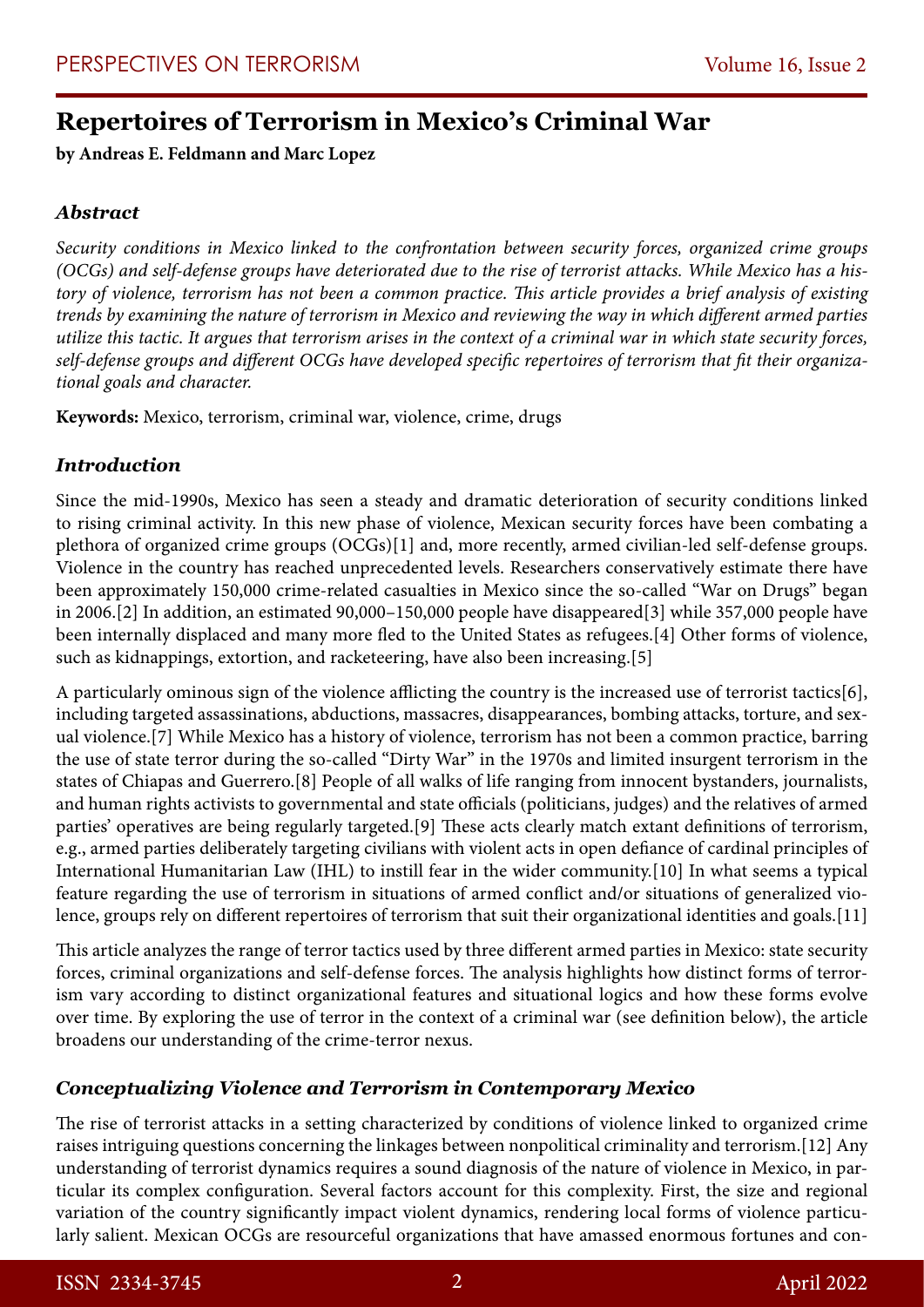# Repertoires of Terrorism in Mexico's Criminal War

**by Andreas E. Feldmann and Marc Lopez**

### *Abstract*

*Security conditions in Mexico linked to the confrontation between security forces, organized crime groups (OCGs) and self-defense groups have deteriorated due to the rise of terrorist attacks. While Mexico has a history of violence, terrorism has not been a common practice. This article provides a brief analysis of existing trends by examining the nature of terrorism in Mexico and reviewing the way in which different armed parties utilize this tactic. It argues that terrorism arises in the context of a criminal war in which state security forces, self-defense groups and different OCGs have developed specific repertoires of terrorism that fit their organizational goals and character.*

**Keywords:** Mexico, terrorism, criminal war, violence, crime, drugs

### *Introduction*

Since the mid-1990s, Mexico has seen a steady and dramatic deterioration of security conditions linked to rising criminal activity. In this new phase of violence, Mexican security forces have been combating a plethora of organized crime groups (OCGs)[1] and, more recently, armed civilian-led self-defense groups. Violence in the country has reached unprecedented levels. Researchers conservatively estimate there have been approximately 150,000 crime-related casualties in Mexico since the so-called "War on Drugs" began in 2006.[2] In addition, an estimated 90,000–150,000 people have disappeared[3] while 357,000 people have been internally displaced and many more fled to the United States as refugees.[4] Other forms of violence, such as kidnappings, extortion, and racketeering, have also been increasing.[5]

A particularly ominous sign of the violence afflicting the country is the increased use of terrorist tactics[6], including targeted assassinations, abductions, massacres, disappearances, bombing attacks, torture, and sexual violence.[7] While Mexico has a history of violence, terrorism has not been a common practice, barring the use of state terror during the so-called "Dirty War" in the 1970s and limited insurgent terrorism in the states of Chiapas and Guerrero.[8] People of all walks of life ranging from innocent bystanders, journalists, and human rights activists to governmental and state officials (politicians, judges) and the relatives of armed parties' operatives are being regularly targeted.[9] These acts clearly match extant definitions of terrorism, e.g., armed parties deliberately targeting civilians with violent acts in open defiance of cardinal principles of International Humanitarian Law (IHL) to instill fear in the wider community.[10] In what seems a typical feature regarding the use of terrorism in situations of armed conflict and/or situations of generalized violence, groups rely on different repertoires of terrorism that suit their organizational identities and goals.[11]

This article analyzes the range of terror tactics used by three different armed parties in Mexico: state security forces, criminal organizations and self-defense forces. The analysis highlights how distinct forms of terrorism vary according to distinct organizational features and situational logics and how these forms evolve over time. By exploring the use of terror in the context of a criminal war (see definition below), the article broadens our understanding of the crime-terror nexus.

### *Conceptualizing Violence and Terrorism in Contemporary Mexico*

The rise of terrorist attacks in a setting characterized by conditions of violence linked to organized crime raises intriguing questions concerning the linkages between nonpolitical criminality and terrorism.[12] Any understanding of terrorist dynamics requires a sound diagnosis of the nature of violence in Mexico, in particular its complex configuration. Several factors account for this complexity. First, the size and regional variation of the country significantly impact violent dynamics, rendering local forms of violence particularly salient. Mexican OCGs are resourceful organizations that have amassed enormous fortunes and con-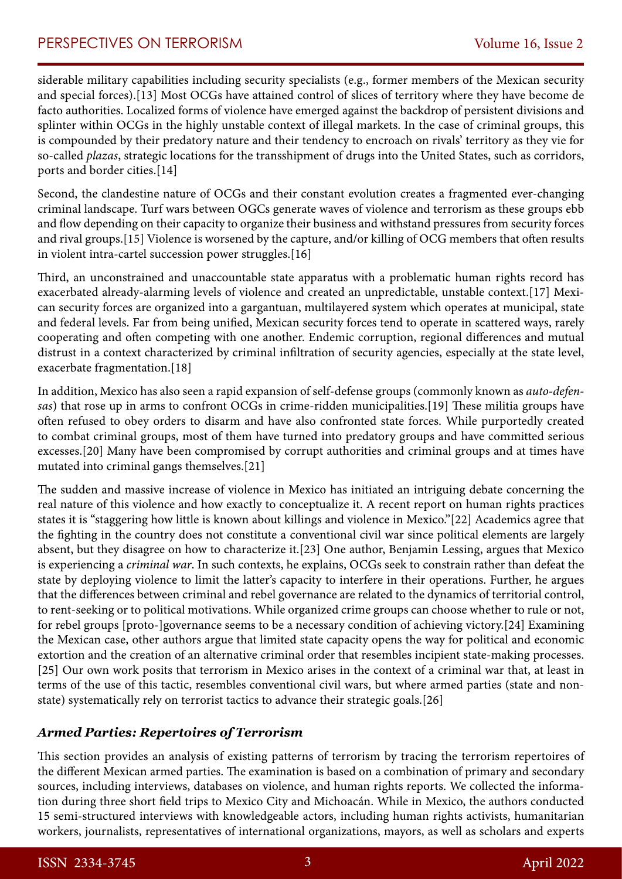siderable military capabilities including security specialists (e.g., former members of the Mexican security and special forces).[13] Most OCGs have attained control of slices of territory where they have become de facto authorities. Localized forms of violence have emerged against the backdrop of persistent divisions and splinter within OCGs in the highly unstable context of illegal markets. In the case of criminal groups, this is compounded by their predatory nature and their tendency to encroach on rivals' territory as they vie for so-called *plazas*, strategic locations for the transshipment of drugs into the United States, such as corridors, ports and border cities.[14]

Second, the clandestine nature of OCGs and their constant evolution creates a fragmented ever-changing criminal landscape. Turf wars between OGCs generate waves of violence and terrorism as these groups ebb and flow depending on their capacity to organize their business and withstand pressures from security forces and rival groups.[15] Violence is worsened by the capture, and/or killing of OCG members that often results in violent intra-cartel succession power struggles.[16]

Third, an unconstrained and unaccountable state apparatus with a problematic human rights record has exacerbated already-alarming levels of violence and created an unpredictable, unstable context.[17] Mexican security forces are organized into a gargantuan, multilayered system which operates at municipal, state and federal levels. Far from being unified, Mexican security forces tend to operate in scattered ways, rarely cooperating and often competing with one another. Endemic corruption, regional differences and mutual distrust in a context characterized by criminal infiltration of security agencies, especially at the state level, exacerbate fragmentation.[18]

In addition, Mexico has also seen a rapid expansion of self-defense groups (commonly known as *auto-defensas*) that rose up in arms to confront OCGs in crime-ridden municipalities.[19] These militia groups have often refused to obey orders to disarm and have also confronted state forces. While purportedly created to combat criminal groups, most of them have turned into predatory groups and have committed serious excesses.[20] Many have been compromised by corrupt authorities and criminal groups and at times have mutated into criminal gangs themselves.[21]

The sudden and massive increase of violence in Mexico has initiated an intriguing debate concerning the real nature of this violence and how exactly to conceptualize it. A recent report on human rights practices states it is "staggering how little is known about killings and violence in Mexico."[22] Academics agree that the fighting in the country does not constitute a conventional civil war since political elements are largely absent, but they disagree on how to characterize it.[23] One author, Benjamin Lessing, argues that Mexico is experiencing a *criminal war*. In such contexts, he explains, OCGs seek to constrain rather than defeat the state by deploying violence to limit the latter's capacity to interfere in their operations. Further, he argues that the differences between criminal and rebel governance are related to the dynamics of territorial control, to rent-seeking or to political motivations. While organized crime groups can choose whether to rule or not, for rebel groups [proto-]governance seems to be a necessary condition of achieving victory.[24] Examining the Mexican case, other authors argue that limited state capacity opens the way for political and economic extortion and the creation of an alternative criminal order that resembles incipient state-making processes.[25] Our own work posits that terrorism in Mexico arises in the context of a criminal war that, at least in terms of the use of this tactic, resembles conventional civil wars, but where armed parties (state and non-state) systematically rely on terrorist tactics to advance their strategic goals.[26]

### *Armed Parties: Repertoires of Terrorism*

This section provides an analysis of existing patterns of terrorism by tracing the terrorism repertoires of the different Mexican armed parties. The examination is based on a combination of primary and secondary sources, including interviews, databases on violence, and human rights reports. We collected the information during three short field trips to Mexico City and Michoacán. While in Mexico, the authors conducted 15 semi-structured interviews with knowledgeable actors, including human rights activists, humanitarian workers, journalists, representatives of international organizations, mayors, as well as scholars and experts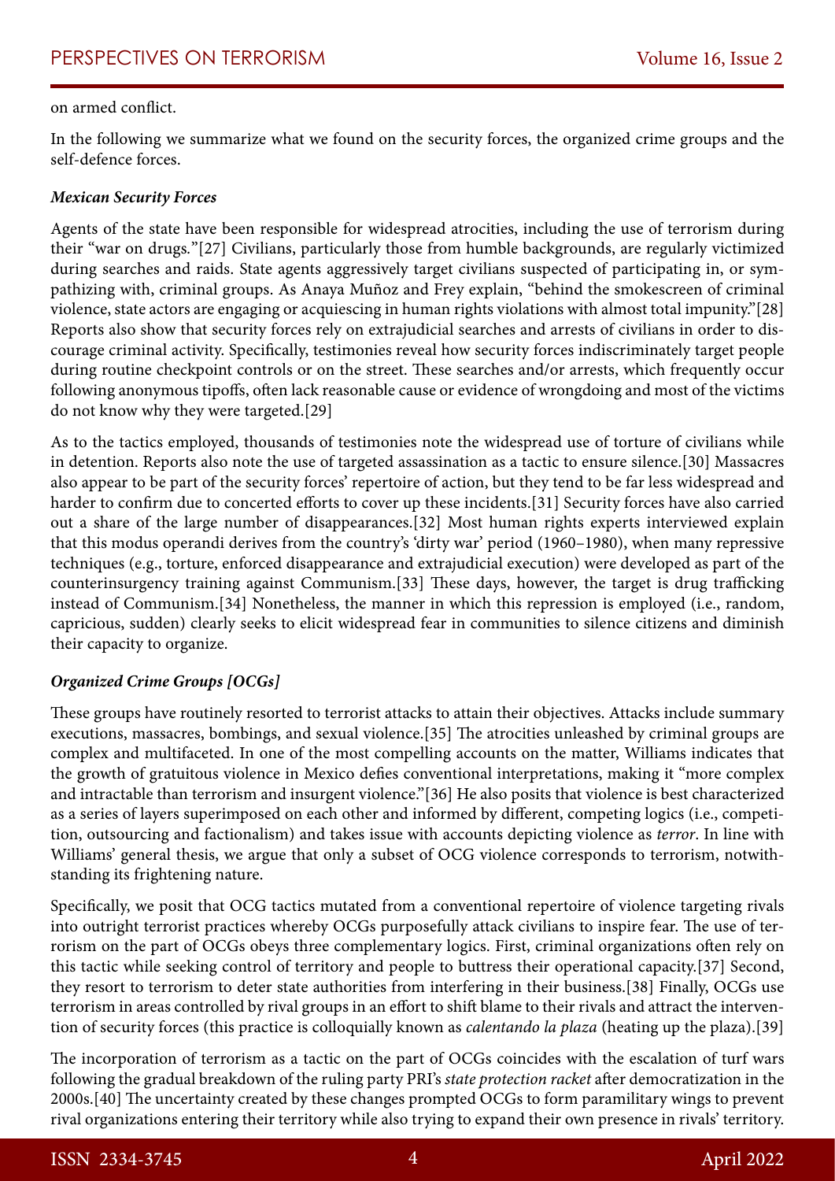on armed conflict.

In the following we summarize what we found on the security forces, the organized crime groups and the self-defence forces.

***Mexican Security Forces***

Agents of the state have been responsible for widespread atrocities, including the use of terrorism during their "war on drugs."[27] Civilians, particularly those from humble backgrounds, are regularly victimized during searches and raids. State agents aggressively target civilians suspected of participating in, or sympathizing with, criminal groups. As Anaya Muñoz and Frey explain, "behind the smokescreen of criminal violence, state actors are engaging or acquiescing in human rights violations with almost total impunity."[28] Reports also show that security forces rely on extrajudicial searches and arrests of civilians in order to discourage criminal activity. Specifically, testimonies reveal how security forces indiscriminately target people during routine checkpoint controls or on the street. These searches and/or arrests, which frequently occur following anonymous tipoffs, often lack reasonable cause or evidence of wrongdoing and most of the victims do not know why they were targeted.[29]

As to the tactics employed, thousands of testimonies note the widespread use of torture of civilians while in detention. Reports also note the use of targeted assassination as a tactic to ensure silence.[30] Massacres also appear to be part of the security forces' repertoire of action, but they tend to be far less widespread and harder to confirm due to concerted efforts to cover up these incidents.[31] Security forces have also carried out a share of the large number of disappearances.[32] Most human rights experts interviewed explain that this modus operandi derives from the country's 'dirty war' period (1960–1980), when many repressive techniques (e.g., torture, enforced disappearance and extrajudicial execution) were developed as part of the counterinsurgency training against Communism.[33] These days, however, the target is drug trafficking instead of Communism.[34] Nonetheless, the manner in which this repression is employed (i.e., random, capricious, sudden) clearly seeks to elicit widespread fear in communities to silence citizens and diminish their capacity to organize.

***Organized Crime Groups [OCGs]***

These groups have routinely resorted to terrorist attacks to attain their objectives. Attacks include summary executions, massacres, bombings, and sexual violence.[35] The atrocities unleashed by criminal groups are complex and multifaceted. In one of the most compelling accounts on the matter, Williams indicates that the growth of gratuitous violence in Mexico defies conventional interpretations, making it "more complex and intractable than terrorism and insurgent violence."[36] He also posits that violence is best characterized as a series of layers superimposed on each other and informed by different, competing logics (i.e., competition, outsourcing and factionalism) and takes issue with accounts depicting violence as *terror*. In line with Williams' general thesis, we argue that only a subset of OCG violence corresponds to terrorism, notwithstanding its frightening nature.

Specifically, we posit that OCG tactics mutated from a conventional repertoire of violence targeting rivals into outright terrorist practices whereby OCGs purposefully attack civilians to inspire fear. The use of terrorism on the part of OCGs obeys three complementary logics. First, criminal organizations often rely on this tactic while seeking control of territory and people to buttress their operational capacity.[37] Second, they resort to terrorism to deter state authorities from interfering in their business.[38] Finally, OCGs use terrorism in areas controlled by rival groups in an effort to shift blame to their rivals and attract the intervention of security forces (this practice is colloquially known as *calentando la plaza* (heating up the plaza).[39]

The incorporation of terrorism as a tactic on the part of OCGs coincides with the escalation of turf wars following the gradual breakdown of the ruling party PRI's *state protection racket* after democratization in the 2000s.[40] The uncertainty created by these changes prompted OCGs to form paramilitary wings to prevent rival organizations entering their territory while also trying to expand their own presence in rivals' territory.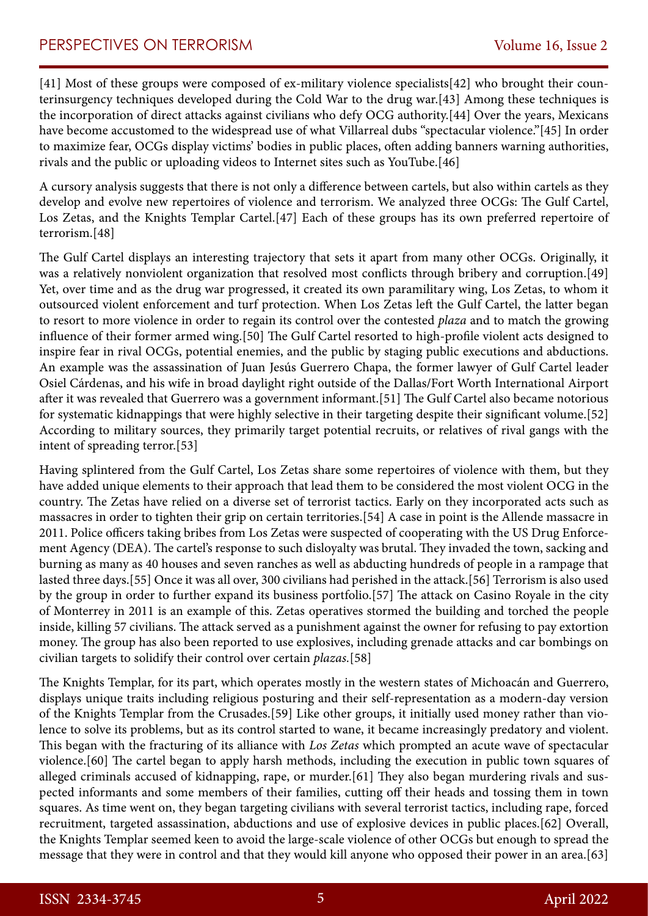[41] Most of these groups were composed of ex-military violence specialists[42] who brought their counterinsurgency techniques developed during the Cold War to the drug war.[43] Among these techniques is the incorporation of direct attacks against civilians who defy OCG authority.[44] Over the years, Mexicans have become accustomed to the widespread use of what Villarreal dubs "spectacular violence."[45] In order to maximize fear, OCGs display victims' bodies in public places, often adding banners warning authorities, rivals and the public or uploading videos to Internet sites such as YouTube.[46]

A cursory analysis suggests that there is not only a difference between cartels, but also within cartels as they develop and evolve new repertoires of violence and terrorism. We analyzed three OCGs: The Gulf Cartel, Los Zetas, and the Knights Templar Cartel.[47] Each of these groups has its own preferred repertoire of terrorism.[48]

The Gulf Cartel displays an interesting trajectory that sets it apart from many other OCGs. Originally, it was a relatively nonviolent organization that resolved most conflicts through bribery and corruption.[49] Yet, over time and as the drug war progressed, it created its own paramilitary wing, Los Zetas, to whom it outsourced violent enforcement and turf protection. When Los Zetas left the Gulf Cartel, the latter began to resort to more violence in order to regain its control over the contested *plaza* and to match the growing influence of their former armed wing.[50] The Gulf Cartel resorted to high-profile violent acts designed to inspire fear in rival OCGs, potential enemies, and the public by staging public executions and abductions. An example was the assassination of Juan Jesús Guerrero Chapa, the former lawyer of Gulf Cartel leader Osiel Cárdenas, and his wife in broad daylight right outside of the Dallas/Fort Worth International Airport after it was revealed that Guerrero was a government informant.[51] The Gulf Cartel also became notorious for systematic kidnappings that were highly selective in their targeting despite their significant volume.[52] According to military sources, they primarily target potential recruits, or relatives of rival gangs with the intent of spreading terror.[53]

Having splintered from the Gulf Cartel, Los Zetas share some repertoires of violence with them, but they have added unique elements to their approach that lead them to be considered the most violent OCG in the country. The Zetas have relied on a diverse set of terrorist tactics. Early on they incorporated acts such as massacres in order to tighten their grip on certain territories.[54] A case in point is the Allende massacre in 2011. Police officers taking bribes from Los Zetas were suspected of cooperating with the US Drug Enforcement Agency (DEA). The cartel's response to such disloyalty was brutal. They invaded the town, sacking and burning as many as 40 houses and seven ranches as well as abducting hundreds of people in a rampage that lasted three days.[55] Once it was all over, 300 civilians had perished in the attack.[56] Terrorism is also used by the group in order to further expand its business portfolio.[57] The attack on Casino Royale in the city of Monterrey in 2011 is an example of this. Zetas operatives stormed the building and torched the people inside, killing 57 civilians. The attack served as a punishment against the owner for refusing to pay extortion money. The group has also been reported to use explosives, including grenade attacks and car bombings on civilian targets to solidify their control over certain *plazas*.[58]

The Knights Templar, for its part, which operates mostly in the western states of Michoacán and Guerrero, displays unique traits including religious posturing and their self-representation as a modern-day version of the Knights Templar from the Crusades.[59] Like other groups, it initially used money rather than violence to solve its problems, but as its control started to wane, it became increasingly predatory and violent. This began with the fracturing of its alliance with *Los Zetas* which prompted an acute wave of spectacular violence.[60] The cartel began to apply harsh methods, including the execution in public town squares of alleged criminals accused of kidnapping, rape, or murder.[61] They also began murdering rivals and suspected informants and some members of their families, cutting off their heads and tossing them in town squares. As time went on, they began targeting civilians with several terrorist tactics, including rape, forced recruitment, targeted assassination, abductions and use of explosive devices in public places.[62] Overall, the Knights Templar seemed keen to avoid the large-scale violence of other OCGs but enough to spread the message that they were in control and that they would kill anyone who opposed their power in an area.[63]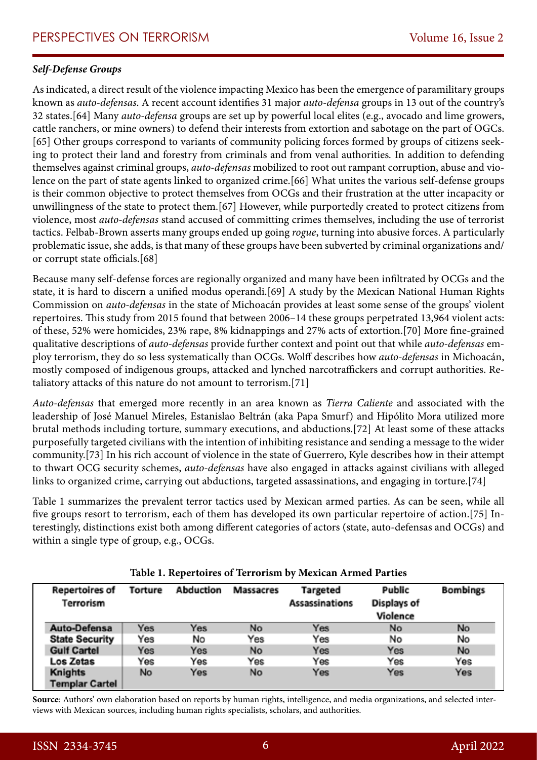### *Self-Defense Groups*

As indicated, a direct result of the violence impacting Mexico has been the emergence of paramilitary groups known as *auto-defensas*. A recent account identifies 31 major *auto-defensa* groups in 13 out of the country's 32 states.[64] Many *auto-defensa* groups are set up by powerful local elites (e.g., avocado and lime growers, cattle ranchers, or mine owners) to defend their interests from extortion and sabotage on the part of OGCs.[65] Other groups correspond to variants of community policing forces formed by groups of citizens seeking to protect their land and forestry from criminals and from venal authorities. In addition to defending themselves against criminal groups, *auto-defensas* mobilized to root out rampant corruption, abuse and violence on the part of state agents linked to organized crime.[66] What unites the various self-defense groups is their common objective to protect themselves from OCGs and their frustration at the utter incapacity or unwillingness of the state to protect them.[67] However, while purportedly created to protect citizens from violence, most *auto-defensas* stand accused of committing crimes themselves, including the use of terrorist tactics. Felbab-Brown asserts many groups ended up going *rogue*, turning into abusive forces. A particularly problematic issue, she adds, is that many of these groups have been subverted by criminal organizations and/or corrupt state officials.[68]

Because many self-defense forces are regionally organized and many have been infiltrated by OCGs and the state, it is hard to discern a unified modus operandi.[69] A study by the Mexican National Human Rights Commission on *auto-defensas* in the state of Michoacán provides at least some sense of the groups' violent repertoires. This study from 2015 found that between 2006–14 these groups perpetrated 13,964 violent acts: of these, 52% were homicides, 23% rape, 8% kidnappings and 27% acts of extortion.[70] More fine-grained qualitative descriptions of *auto-defensas* provide further context and point out that while *auto-defensas* employ terrorism, they do so less systematically than OCGs. Wolff describes how *auto-defensas* in Michoacán, mostly composed of indigenous groups, attacked and lynched narcotraffickers and corrupt authorities. Retaliatory attacks of this nature do not amount to terrorism.[71]

*Auto-defensas* that emerged more recently in an area known as *Tierra Caliente* and associated with the leadership of José Manuel Mireles, Estanislao Beltrán (aka Papa Smurf) and Hipólito Mora utilized more brutal methods including torture, summary executions, and abductions.[72] At least some of these attacks purposefully targeted civilians with the intention of inhibiting resistance and sending a message to the wider community.[73] In his rich account of violence in the state of Guerrero, Kyle describes how in their attempt to thwart OCG security schemes, *auto-defensas* have also engaged in attacks against civilians with alleged links to organized crime, carrying out abductions, targeted assassinations, and engaging in torture.[74]

Table 1 summarizes the prevalent terror tactics used by Mexican armed parties. As can be seen, while all five groups resort to terrorism, each of them has developed its own particular repertoire of action.[75] Interestingly, distinctions exist both among different categories of actors (state, auto-defensas and OCGs) and within a single type of group, e.g., OCGs.

**Table 1. Repertoires of Terrorism by Mexican Armed Parties**

| Repertoires of Terrorism | Torture | Abduction | Massacres | Targeted Assassinations | Public Displays of Violence | Bombings |
|---|---|---|---|---|---|---|
| **Auto-Defensa** | Yes | Yes | No | Yes | No | No |
| **State Security** | Yes | No | Yes | Yes | No | No |
| **Gulf Cartel** | Yes | Yes | No | Yes | Yes | No |
| **Los Zetas** | Yes | Yes | Yes | Yes | Yes | Yes |
| **Knights Templar Cartel** | No | Yes | No | Yes | Yes | Yes |

**Source**: Authors' own elaboration based on reports by human rights, intelligence, and media organizations, and selected interviews with Mexican sources, including human rights specialists, scholars, and authorities.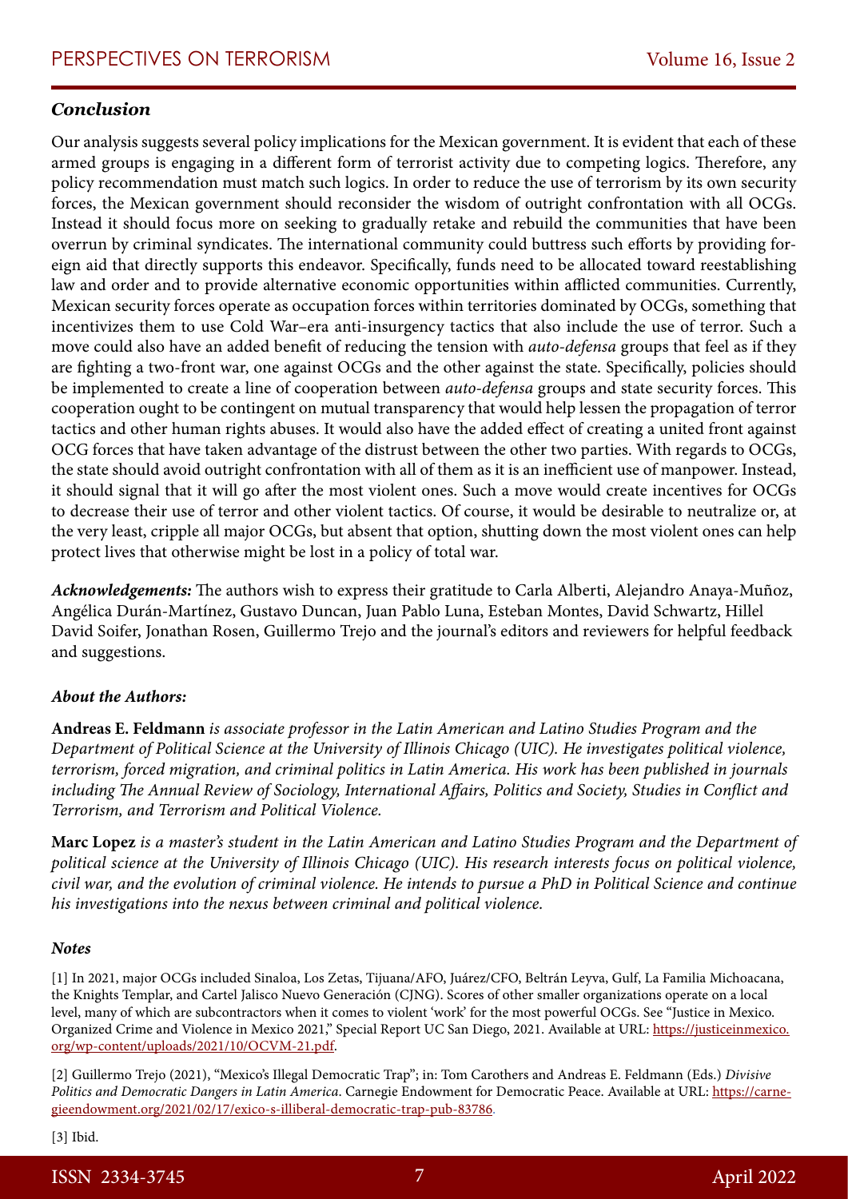### *Conclusion*

Our analysis suggests several policy implications for the Mexican government. It is evident that each of these armed groups is engaging in a different form of terrorist activity due to competing logics. Therefore, any policy recommendation must match such logics. In order to reduce the use of terrorism by its own security forces, the Mexican government should reconsider the wisdom of outright confrontation with all OCGs. Instead it should focus more on seeking to gradually retake and rebuild the communities that have been overrun by criminal syndicates. The international community could buttress such efforts by providing foreign aid that directly supports this endeavor. Specifically, funds need to be allocated toward reestablishing law and order and to provide alternative economic opportunities within afflicted communities. Currently, Mexican security forces operate as occupation forces within territories dominated by OCGs, something that incentivizes them to use Cold War–era anti-insurgency tactics that also include the use of terror. Such a move could also have an added benefit of reducing the tension with *auto-defensa* groups that feel as if they are fighting a two-front war, one against OCGs and the other against the state. Specifically, policies should be implemented to create a line of cooperation between *auto-defensa* groups and state security forces. This cooperation ought to be contingent on mutual transparency that would help lessen the propagation of terror tactics and other human rights abuses. It would also have the added effect of creating a united front against OCG forces that have taken advantage of the distrust between the other two parties. With regards to OCGs, the state should avoid outright confrontation with all of them as it is an inefficient use of manpower. Instead, it should signal that it will go after the most violent ones. Such a move would create incentives for OCGs to decrease their use of terror and other violent tactics. Of course, it would be desirable to neutralize or, at the very least, cripple all major OCGs, but absent that option, shutting down the most violent ones can help protect lives that otherwise might be lost in a policy of total war.

***Acknowledgements:*** The authors wish to express their gratitude to Carla Alberti, Alejandro Anaya-Muñoz, Angélica Durán-Martínez, Gustavo Duncan, Juan Pablo Luna, Esteban Montes, David Schwartz, Hillel David Soifer, Jonathan Rosen, Guillermo Trejo and the journal's editors and reviewers for helpful feedback and suggestions.

### *About the Authors:*

**Andreas E. Feldmann** *is associate professor in the Latin American and Latino Studies Program and the Department of Political Science at the University of Illinois Chicago (UIC). He investigates political violence, terrorism, forced migration, and criminal politics in Latin America. His work has been published in journals including The Annual Review of Sociology, International Affairs, Politics and Society, Studies in Conflict and Terrorism, and Terrorism and Political Violence.*

**Marc Lopez** *is a master's student in the Latin American and Latino Studies Program and the Department of political science at the University of Illinois Chicago (UIC). His research interests focus on political violence, civil war, and the evolution of criminal violence. He intends to pursue a PhD in Political Science and continue his investigations into the nexus between criminal and political violence.*

### *Notes*

[1] In 2021, major OCGs included Sinaloa, Los Zetas, Tijuana/AFO, Juárez/CFO, Beltrán Leyva, Gulf, La Familia Michoacana, the Knights Templar, and Cartel Jalisco Nuevo Generación (CJNG). Scores of other smaller organizations operate on a local level, many of which are subcontractors when it comes to violent 'work' for the most powerful OCGs. See "Justice in Mexico. Organized Crime and Violence in Mexico 2021," Special Report UC San Diego, 2021. Available at URL: https://justiceinmexico.org/wp-content/uploads/2021/10/OCVM-21.pdf.

[2] Guillermo Trejo (2021), "Mexico's Illegal Democratic Trap"; in: Tom Carothers and Andreas E. Feldmann (Eds.) *Divisive Politics and Democratic Dangers in Latin America*. Carnegie Endowment for Democratic Peace. Available at URL: https://carnegieendowment.org/2021/02/17/exico-s-illiberal-democratic-trap-pub-83786.

[3] Ibid.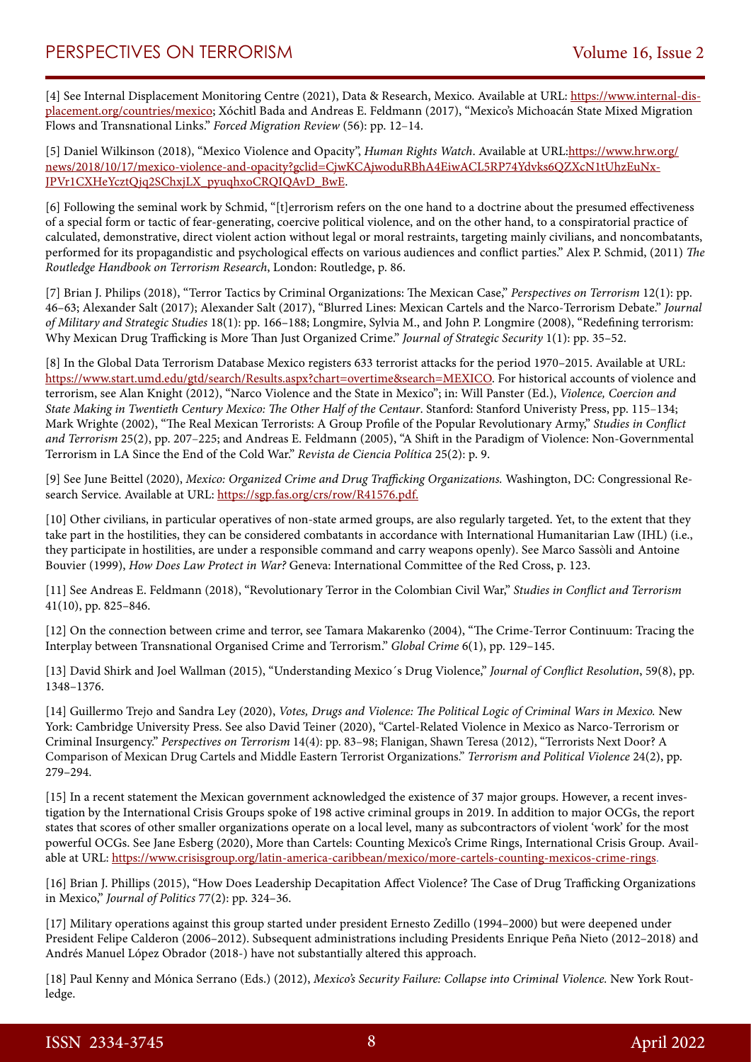[4] See Internal Displacement Monitoring Centre (2021), Data & Research, Mexico. Available at URL: https://www.internal-displacement.org/countries/mexico; Xóchitl Bada and Andreas E. Feldmann (2017), "Mexico's Michoacán State Mixed Migration Flows and Transnational Links." *Forced Migration Review* (56): pp. 12–14.

[5] Daniel Wilkinson (2018), "Mexico Violence and Opacity", *Human Rights Watch*. Available at URL:https://www.hrw.org/news/2018/10/17/mexico-violence-and-opacity?gclid=CjwKCAjwoduRBhA4EiwACL5RP74Ydvks6QZXcN1tUhzEuNxJPVr1CXHeYcztQjq2SChxjLX_pyuqhxoCRQIQAvD_BwE.

[6] Following the seminal work by Schmid, "[t]errorism refers on the one hand to a doctrine about the presumed effectiveness of a special form or tactic of fear-generating, coercive political violence, and on the other hand, to a conspiratorial practice of calculated, demonstrative, direct violent action without legal or moral restraints, targeting mainly civilians, and noncombatants, performed for its propagandistic and psychological effects on various audiences and conflict parties." Alex P. Schmid, (2011) *The Routledge Handbook on Terrorism Research*, London: Routledge, p. 86.

[7] Brian J. Philips (2018), "Terror Tactics by Criminal Organizations: The Mexican Case," *Perspectives on Terrorism* 12(1): pp. 46–63; Alexander Salt (2017); Alexander Salt (2017), "Blurred Lines: Mexican Cartels and the Narco-Terrorism Debate." *Journal of Military and Strategic Studies* 18(1): pp. 166–188; Longmire, Sylvia M., and John P. Longmire (2008), "Redefining terrorism: Why Mexican Drug Trafficking is More Than Just Organized Crime." *Journal of Strategic Security* 1(1): pp. 35–52.

[8] In the Global Data Terrorism Database Mexico registers 633 terrorist attacks for the period 1970–2015. Available at URL: https://www.start.umd.edu/gtd/search/Results.aspx?chart=overtime&search=MEXICO. For historical accounts of violence and terrorism, see Alan Knight (2012), "Narco Violence and the State in Mexico"; in: Will Panster (Ed.), *Violence, Coercion and State Making in Twentieth Century Mexico: The Other Half of the Centaur*. Stanford: Stanford Univeristy Press, pp. 115–134; Mark Wrighte (2002), "The Real Mexican Terrorists: A Group Profile of the Popular Revolutionary Army," *Studies in Conflict and Terrorism* 25(2), pp. 207–225; and Andreas E. Feldmann (2005), "A Shift in the Paradigm of Violence: Non-Governmental Terrorism in LA Since the End of the Cold War." *Revista de Ciencia Política* 25(2): p. 9.

[9] See June Beittel (2020), *Mexico: Organized Crime and Drug Trafficking Organizations.* Washington, DC: Congressional Research Service. Available at URL: https://sgp.fas.org/crs/row/R41576.pdf.

[10] Other civilians, in particular operatives of non-state armed groups, are also regularly targeted. Yet, to the extent that they take part in the hostilities, they can be considered combatants in accordance with International Humanitarian Law (IHL) (i.e., they participate in hostilities, are under a responsible command and carry weapons openly). See Marco Sassòli and Antoine Bouvier (1999), *How Does Law Protect in War?* Geneva: International Committee of the Red Cross, p. 123.

[11] See Andreas E. Feldmann (2018), "Revolutionary Terror in the Colombian Civil War," *Studies in Conflict and Terrorism* 41(10), pp. 825–846.

[12] On the connection between crime and terror, see Tamara Makarenko (2004), "The Crime-Terror Continuum: Tracing the Interplay between Transnational Organised Crime and Terrorism." *Global Crime* 6(1), pp. 129–145.

[13] David Shirk and Joel Wallman (2015), "Understanding Mexico´s Drug Violence," *Journal of Conflict Resolution*, 59(8), pp. 1348–1376.

[14] Guillermo Trejo and Sandra Ley (2020), *Votes, Drugs and Violence: The Political Logic of Criminal Wars in Mexico.* New York: Cambridge University Press. See also David Teiner (2020), "Cartel-Related Violence in Mexico as Narco-Terrorism or Criminal Insurgency." *Perspectives on Terrorism* 14(4): pp. 83–98; Flanigan, Shawn Teresa (2012), "Terrorists Next Door? A Comparison of Mexican Drug Cartels and Middle Eastern Terrorist Organizations." *Terrorism and Political Violence* 24(2), pp. 279–294.

[15] In a recent statement the Mexican government acknowledged the existence of 37 major groups. However, a recent investigation by the International Crisis Groups spoke of 198 active criminal groups in 2019. In addition to major OCGs, the report states that scores of other smaller organizations operate on a local level, many as subcontractors of violent 'work' for the most powerful OCGs. See Jane Esberg (2020), More than Cartels: Counting Mexico's Crime Rings, International Crisis Group. Available at URL: https://www.crisisgroup.org/latin-america-caribbean/mexico/more-cartels-counting-mexicos-crime-rings.

[16] Brian J. Phillips (2015), "How Does Leadership Decapitation Affect Violence? The Case of Drug Trafficking Organizations in Mexico," *Journal of Politics* 77(2): pp. 324–36.

[17] Military operations against this group started under president Ernesto Zedillo (1994–2000) but were deepened under President Felipe Calderon (2006–2012). Subsequent administrations including Presidents Enrique Peña Nieto (2012–2018) and Andrés Manuel López Obrador (2018-) have not substantially altered this approach.

[18] Paul Kenny and Mónica Serrano (Eds.) (2012), *Mexico's Security Failure: Collapse into Criminal Violence.* New York Routledge.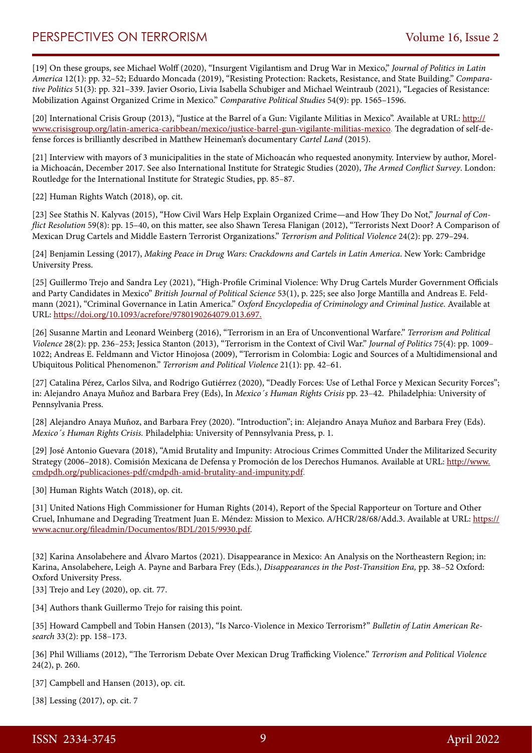[19] On these groups, see Michael Wolff (2020), "Insurgent Vigilantism and Drug War in Mexico," *Journal of Politics in Latin America* 12(1): pp. 32–52; Eduardo Moncada (2019), "Resisting Protection: Rackets, Resistance, and State Building." *Comparative Politics* 51(3): pp. 321–339. Javier Osorio, Livia Isabella Schubiger and Michael Weintraub (2021), "Legacies of Resistance: Mobilization Against Organized Crime in Mexico." *Comparative Political Studies* 54(9): pp. 1565–1596.

[20] International Crisis Group (2013), "Justice at the Barrel of a Gun: Vigilante Militias in Mexico". Available at URL: http://www.crisisgroup.org/latin-america-caribbean/mexico/justice-barrel-gun-vigilante-militias-mexico. The degradation of self-defense forces is brilliantly described in Matthew Heineman's documentary *Cartel Land* (2015).

[21] Interview with mayors of 3 municipalities in the state of Michoacán who requested anonymity. Interview by author, Morelia Michoacán, December 2017. See also International Institute for Strategic Studies (2020), *The Armed Conflict Survey*. London: Routledge for the International Institute for Strategic Studies, pp. 85–87.

[22] Human Rights Watch (2018), op. cit.

[23] See Stathis N. Kalyvas (2015), "How Civil Wars Help Explain Organized Crime—and How They Do Not," *Journal of Conflict Resolution* 59(8): pp. 15–40, on this matter, see also Shawn Teresa Flanigan (2012), "Terrorists Next Door? A Comparison of Mexican Drug Cartels and Middle Eastern Terrorist Organizations." *Terrorism and Political Violence* 24(2): pp. 279–294.

[24] Benjamin Lessing (2017), *Making Peace in Drug Wars: Crackdowns and Cartels in Latin America*. New York: Cambridge University Press.

[25] Guillermo Trejo and Sandra Ley (2021), "High-Profile Criminal Violence: Why Drug Cartels Murder Government Officials and Party Candidates in Mexico" *British Journal of Political Science* 53(1), p. 225; see also Jorge Mantilla and Andreas E. Feldmann (2021), "Criminal Governance in Latin America." *Oxford Encyclopedia of Criminology and Criminal Justice*. Available at URL: https://doi.org/10.1093/acrefore/9780190264079.013.697.

[26] Susanne Martin and Leonard Weinberg (2016), "Terrorism in an Era of Unconventional Warfare." *Terrorism and Political Violence* 28(2): pp. 236–253; Jessica Stanton (2013), "Terrorism in the Context of Civil War." *Journal of Politics* 75(4): pp. 1009–1022; Andreas E. Feldmann and Victor Hinojosa (2009), "Terrorism in Colombia: Logic and Sources of a Multidimensional and Ubiquitous Political Phenomenon." *Terrorism and Political Violence* 21(1): pp. 42–61.

[27] Catalina Pérez, Carlos Silva, and Rodrigo Gutiérrez (2020), "Deadly Forces: Use of Lethal Force y Mexican Security Forces"; in: Alejandro Anaya Muñoz and Barbara Frey (Eds), In *Mexico´s Human Rights Crisis* pp. 23–42. Philadelphia: University of Pennsylvania Press.

[28] Alejandro Anaya Muñoz, and Barbara Frey (2020). "Introduction"; in: Alejandro Anaya Muñoz and Barbara Frey (Eds). *Mexico´s Human Rights Crisis.* Philadelphia: University of Pennsylvania Press, p. 1.

[29] José Antonio Guevara (2018), "Amid Brutality and Impunity: Atrocious Crimes Committed Under the Militarized Security Strategy (2006–2018). Comisión Mexicana de Defensa y Promoción de los Derechos Humanos. Available at URL: http://www.cmdpdh.org/publicaciones-pdf/cmdpdh-amid-brutality-and-impunity.pdf.

[30] Human Rights Watch (2018), op. cit.

[31] United Nations High Commissioner for Human Rights (2014), Report of the Special Rapporteur on Torture and Other Cruel, Inhumane and Degrading Treatment Juan E. Méndez: Mission to Mexico. A/HCR/28/68/Add.3. Available at URL: https://www.acnur.org/fileadmin/Documentos/BDL/2015/9930.pdf.

[32] Karina Ansolabehere and Álvaro Martos (2021). Disappearance in Mexico: An Analysis on the Northeastern Region; in: Karina, Ansolabehere, Leigh A. Payne and Barbara Frey (Eds.), *Disappearances in the Post-Transition Era,* pp. 38–52 Oxford: Oxford University Press.

[33] Trejo and Ley (2020), op. cit. 77.

[34] Authors thank Guillermo Trejo for raising this point.

[35] Howard Campbell and Tobin Hansen (2013), "Is Narco-Violence in Mexico Terrorism?" *Bulletin of Latin American Research* 33(2): pp. 158–173.

[36] Phil Williams (2012), "The Terrorism Debate Over Mexican Drug Trafficking Violence." *Terrorism and Political Violence* 24(2), p. 260.

[37] Campbell and Hansen (2013), op. cit.

[38] Lessing (2017), op. cit. 7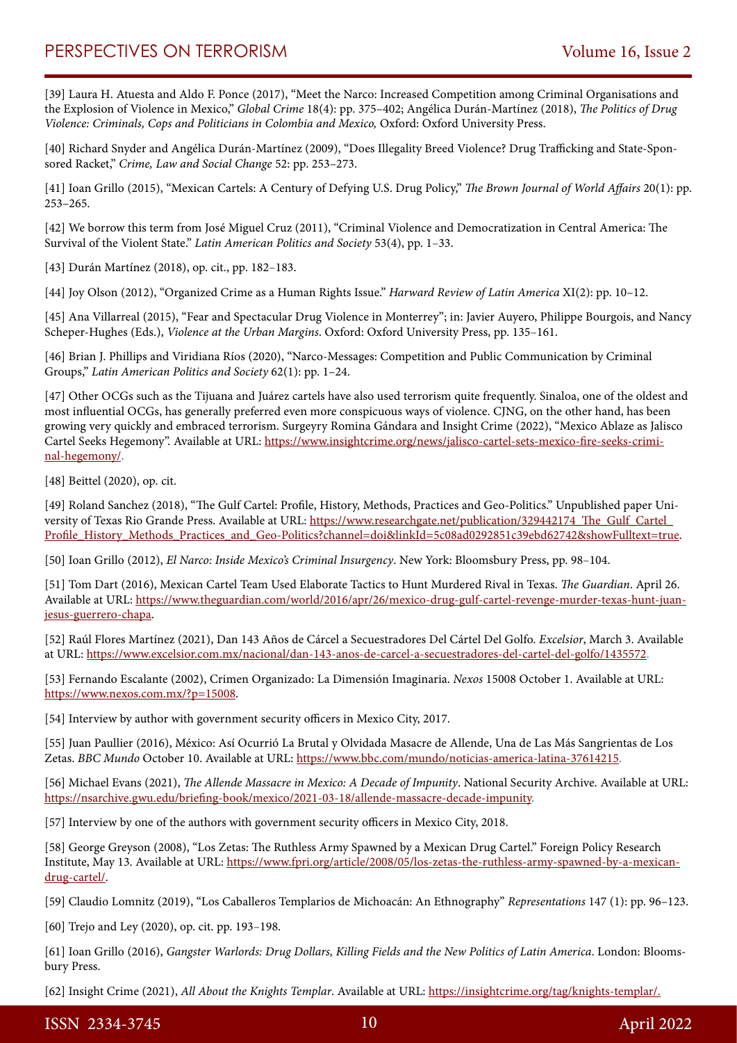[39] Laura H. Atuesta and Aldo F. Ponce (2017), "Meet the Narco: Increased Competition among Criminal Organisations and the Explosion of Violence in Mexico," *Global Crime* 18(4): pp. 375–402; Angélica Durán-Martínez (2018), *The Politics of Drug Violence: Criminals, Cops and Politicians in Colombia and Mexico,* Oxford: Oxford University Press.

[40] Richard Snyder and Angélica Durán-Martínez (2009), "Does Illegality Breed Violence? Drug Trafficking and State-Sponsored Racket," *Crime, Law and Social Change* 52: pp. 253–273.

[41] Ioan Grillo (2015), "Mexican Cartels: A Century of Defying U.S. Drug Policy," *The Brown Journal of World Affairs* 20(1): pp. 253–265.

[42] We borrow this term from José Miguel Cruz (2011), "Criminal Violence and Democratization in Central America: The Survival of the Violent State." *Latin American Politics and Society* 53(4), pp. 1–33.

[43] Durán Martínez (2018), op. cit., pp. 182–183.

[44] Joy Olson (2012), "Organized Crime as a Human Rights Issue." *Harward Review of Latin America* XI(2): pp. 10–12.

[45] Ana Villarreal (2015), "Fear and Spectacular Drug Violence in Monterrey"; in: Javier Auyero, Philippe Bourgois, and Nancy Scheper-Hughes (Eds.), *Violence at the Urban Margins*. Oxford: Oxford University Press, pp. 135–161.

[46] Brian J. Phillips and Viridiana Ríos (2020), "Narco-Messages: Competition and Public Communication by Criminal Groups," *Latin American Politics and Society* 62(1): pp. 1–24.

[47] Other OCGs such as the Tijuana and Juárez cartels have also used terrorism quite frequently. Sinaloa, one of the oldest and most influential OCGs, has generally preferred even more conspicuous ways of violence. CJNG, on the other hand, has been growing very quickly and embraced terrorism. Surgeyry Romina Gándara and Insight Crime (2022), "Mexico Ablaze as Jalisco Cartel Seeks Hegemony". Available at URL: https://www.insightcrime.org/news/jalisco-cartel-sets-mexico-fire-seeks-criminal-hegemony/.

[48] Beittel (2020), op. cit.

[49] Roland Sanchez (2018), "The Gulf Cartel: Profile, History, Methods, Practices and Geo-Politics." Unpublished paper University of Texas Rio Grande Press. Available at URL: https://www.researchgate.net/publication/329442174_The_Gulf_Cartel_Profile_History_Methods_Practices_and_Geo-Politics?channel=doi&linkId=5c08ad0292851c39ebd62742&showFulltext=true.

[50] Ioan Grillo (2012), *El Narco: Inside Mexico's Criminal Insurgency*. New York: Bloomsbury Press, pp. 98–104.

[51] Tom Dart (2016), Mexican Cartel Team Used Elaborate Tactics to Hunt Murdered Rival in Texas. *The Guardian*. April 26. Available at URL: https://www.theguardian.com/world/2016/apr/26/mexico-drug-gulf-cartel-revenge-murder-texas-hunt-juan-jesus-guerrero-chapa.

[52] Raúl Flores Martínez (2021), Dan 143 Años de Cárcel a Secuestradores Del Cártel Del Golfo. *Excelsior*, March 3. Available at URL: https://www.excelsior.com.mx/nacional/dan-143-anos-de-carcel-a-secuestradores-del-cartel-del-golfo/1435572.

[53] Fernando Escalante (2002), Crimen Organizado: La Dimensión Imaginaria. *Nexos* 15008 October 1. Available at URL: https://www.nexos.com.mx/?p=15008.

[54] Interview by author with government security officers in Mexico City, 2017.

[55] Juan Paullier (2016), México: Así Ocurrió La Brutal y Olvidada Masacre de Allende, Una de Las Más Sangrientas de Los Zetas. *BBC Mundo* October 10. Available at URL: https://www.bbc.com/mundo/noticias-america-latina-37614215.

[56] Michael Evans (2021), *The Allende Massacre in Mexico: A Decade of Impunity*. National Security Archive. Available at URL: https://nsarchive.gwu.edu/briefing-book/mexico/2021-03-18/allende-massacre-decade-impunity.

[57] Interview by one of the authors with government security officers in Mexico City, 2018.

[58] George Greyson (2008), "Los Zetas: The Ruthless Army Spawned by a Mexican Drug Cartel." Foreign Policy Research Institute, May 13. Available at URL: https://www.fpri.org/article/2008/05/los-zetas-the-ruthless-army-spawned-by-a-mexican-drug-cartel/.

[59] Claudio Lomnitz (2019), "Los Caballeros Templarios de Michoacán: An Ethnography" *Representations* 147 (1): pp. 96–123.

[60] Trejo and Ley (2020), op. cit. pp. 193–198.

[61] Ioan Grillo (2016), *Gangster Warlords: Drug Dollars, Killing Fields and the New Politics of Latin America*. London: Bloomsbury Press.

[62] Insight Crime (2021), *All About the Knights Templar*. Available at URL: https://insightcrime.org/tag/knights-templar/.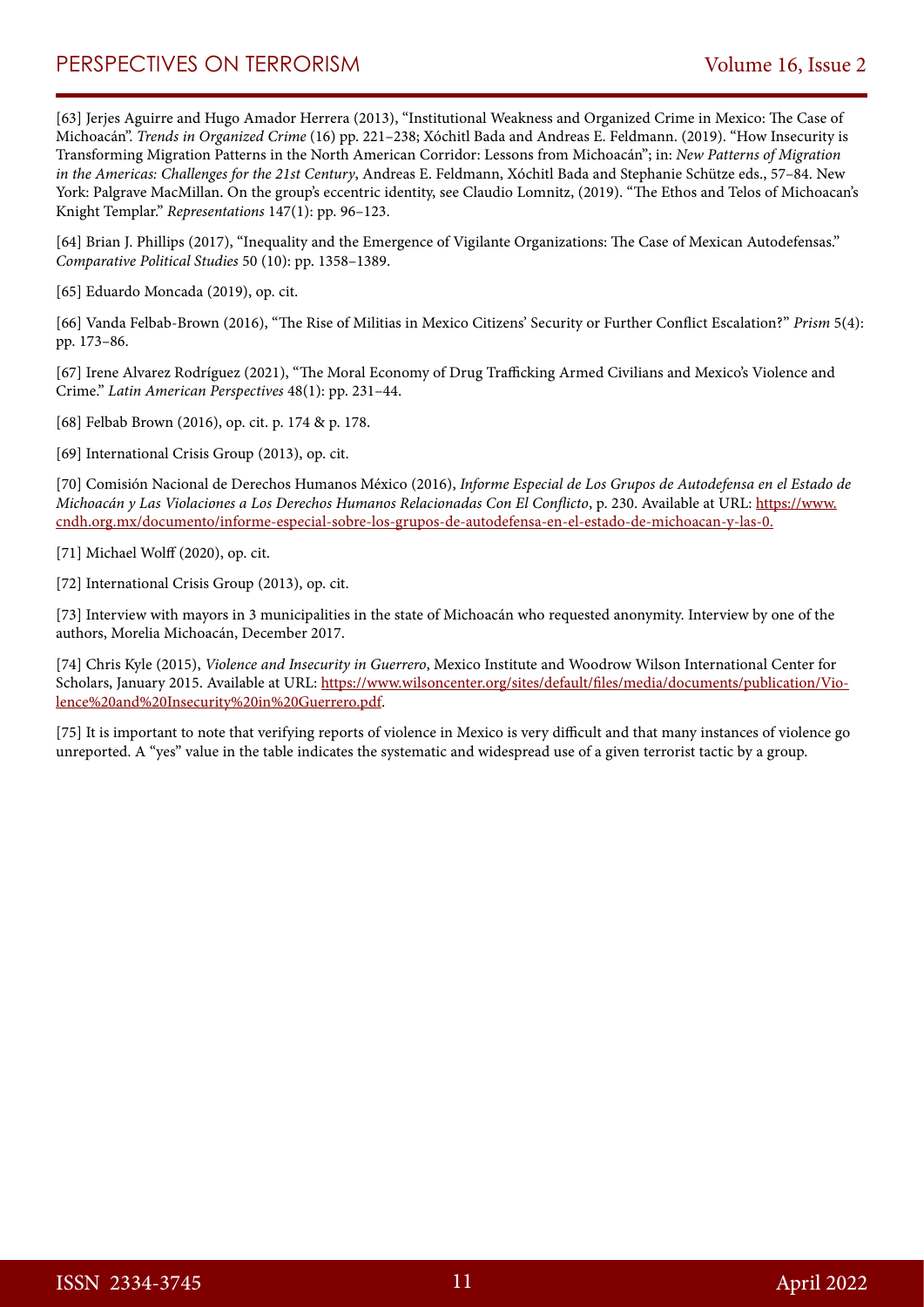[63] Jerjes Aguirre and Hugo Amador Herrera (2013), "Institutional Weakness and Organized Crime in Mexico: The Case of Michoacán". *Trends in Organized Crime* (16) pp. 221–238; Xóchitl Bada and Andreas E. Feldmann. (2019). "How Insecurity is Transforming Migration Patterns in the North American Corridor: Lessons from Michoacán"; in: *New Patterns of Migration in the Americas: Challenges for the 21st Century*, Andreas E. Feldmann, Xóchitl Bada and Stephanie Schütze eds., 57–84. New York: Palgrave MacMillan. On the group's eccentric identity, see Claudio Lomnitz, (2019). "The Ethos and Telos of Michoacan's Knight Templar." *Representations* 147(1): pp. 96–123.

[64] Brian J. Phillips (2017), "Inequality and the Emergence of Vigilante Organizations: The Case of Mexican Autodefensas." *Comparative Political Studies* 50 (10): pp. 1358–1389.

[65] Eduardo Moncada (2019), op. cit.

[66] Vanda Felbab-Brown (2016), "The Rise of Militias in Mexico Citizens' Security or Further Conflict Escalation?" *Prism* 5(4): pp. 173–86.

[67] Irene Alvarez Rodríguez (2021), "The Moral Economy of Drug Trafficking Armed Civilians and Mexico's Violence and Crime." *Latin American Perspectives* 48(1): pp. 231–44.

[68] Felbab Brown (2016), op. cit. p. 174 & p. 178.

[69] International Crisis Group (2013), op. cit.

[70] Comisión Nacional de Derechos Humanos México (2016), *Informe Especial de Los Grupos de Autodefensa en el Estado de Michoacán y Las Violaciones a Los Derechos Humanos Relacionadas Con El Conflicto*, p. 230. Available at URL: https://www.cndh.org.mx/documento/informe-especial-sobre-los-grupos-de-autodefensa-en-el-estado-de-michoacan-y-las-0.

[71] Michael Wolff (2020), op. cit.

[72] International Crisis Group (2013), op. cit.

[73] Interview with mayors in 3 municipalities in the state of Michoacán who requested anonymity. Interview by one of the authors, Morelia Michoacán, December 2017.

[74] Chris Kyle (2015), *Violence and Insecurity in Guerrero*, Mexico Institute and Woodrow Wilson International Center for Scholars, January 2015. Available at URL: https://www.wilsoncenter.org/sites/default/files/media/documents/publication/Violence%20and%20Insecurity%20in%20Guerrero.pdf.

[75] It is important to note that verifying reports of violence in Mexico is very difficult and that many instances of violence go unreported. A "yes" value in the table indicates the systematic and widespread use of a given terrorist tactic by a group.